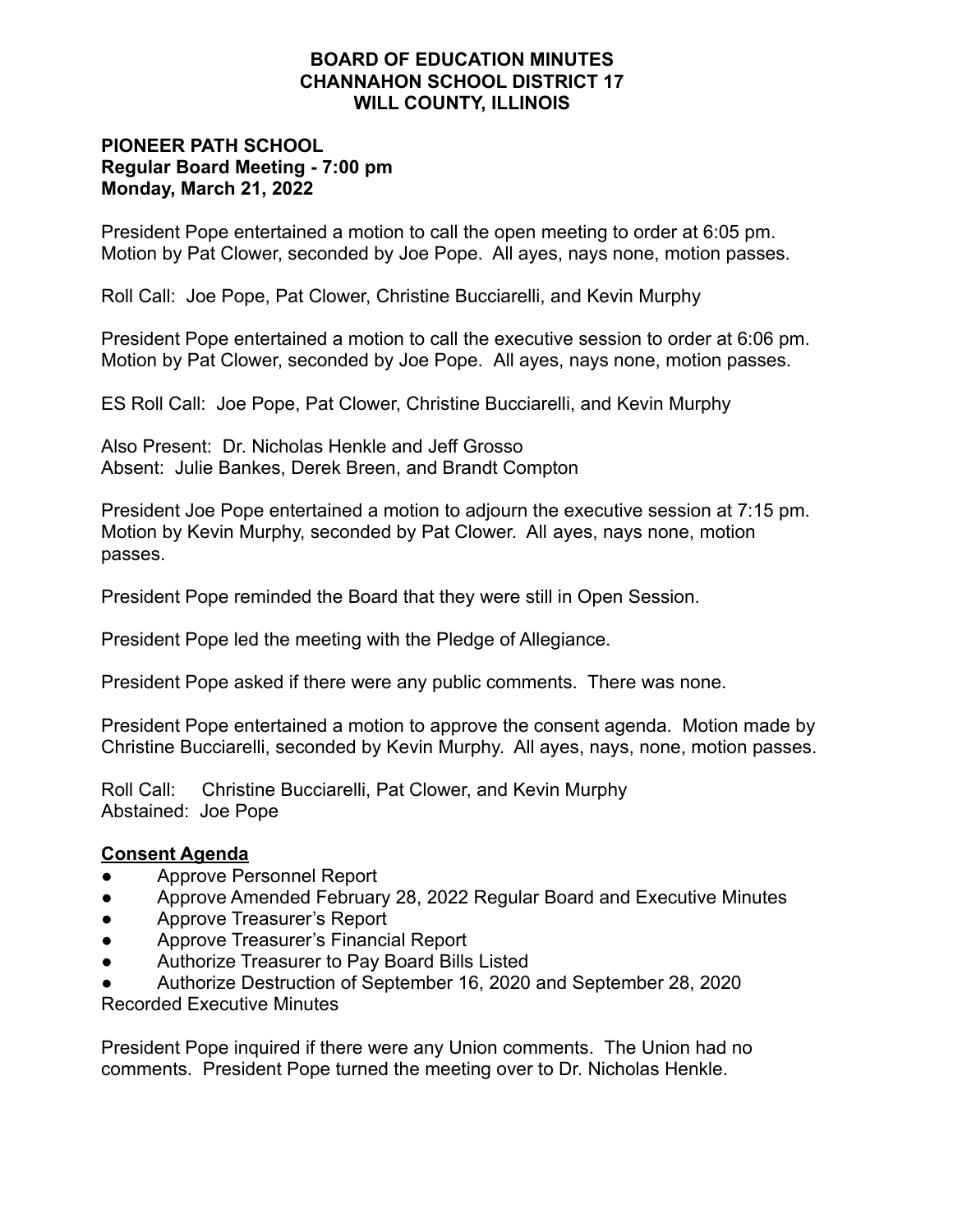# BOARD OF EDUCATION MINUTES
# CHANNAHON SCHOOL DISTRICT 17
# WILL COUNTY, ILLINOIS

**PIONEER PATH SCHOOL**
**Regular Board Meeting - 7:00 pm**
**Monday, March 21, 2022**

President Pope entertained a motion to call the open meeting to order at 6:05 pm. Motion by Pat Clower, seconded by Joe Pope. All ayes, nays none, motion passes.

Roll Call: Joe Pope, Pat Clower, Christine Bucciarelli, and Kevin Murphy

President Pope entertained a motion to call the executive session to order at 6:06 pm. Motion by Pat Clower, seconded by Joe Pope. All ayes, nays none, motion passes.

ES Roll Call: Joe Pope, Pat Clower, Christine Bucciarelli, and Kevin Murphy

Also Present: Dr. Nicholas Henkle and Jeff Grosso
Absent: Julie Bankes, Derek Breen, and Brandt Compton

President Joe Pope entertained a motion to adjourn the executive session at 7:15 pm. Motion by Kevin Murphy, seconded by Pat Clower. All ayes, nays none, motion passes.

President Pope reminded the Board that they were still in Open Session.

President Pope led the meeting with the Pledge of Allegiance.

President Pope asked if there were any public comments. There was none.

President Pope entertained a motion to approve the consent agenda. Motion made by Christine Bucciarelli, seconded by Kevin Murphy. All ayes, nays, none, motion passes.

Roll Call: Christine Bucciarelli, Pat Clower, and Kevin Murphy
Abstained: Joe Pope

**Consent Agenda**

- Approve Personnel Report
- Approve Amended February 28, 2022 Regular Board and Executive Minutes
- Approve Treasurer's Report
- Approve Treasurer's Financial Report
- Authorize Treasurer to Pay Board Bills Listed
- Authorize Destruction of September 16, 2020 and September 28, 2020 Recorded Executive Minutes

President Pope inquired if there were any Union comments. The Union had no comments. President Pope turned the meeting over to Dr. Nicholas Henkle.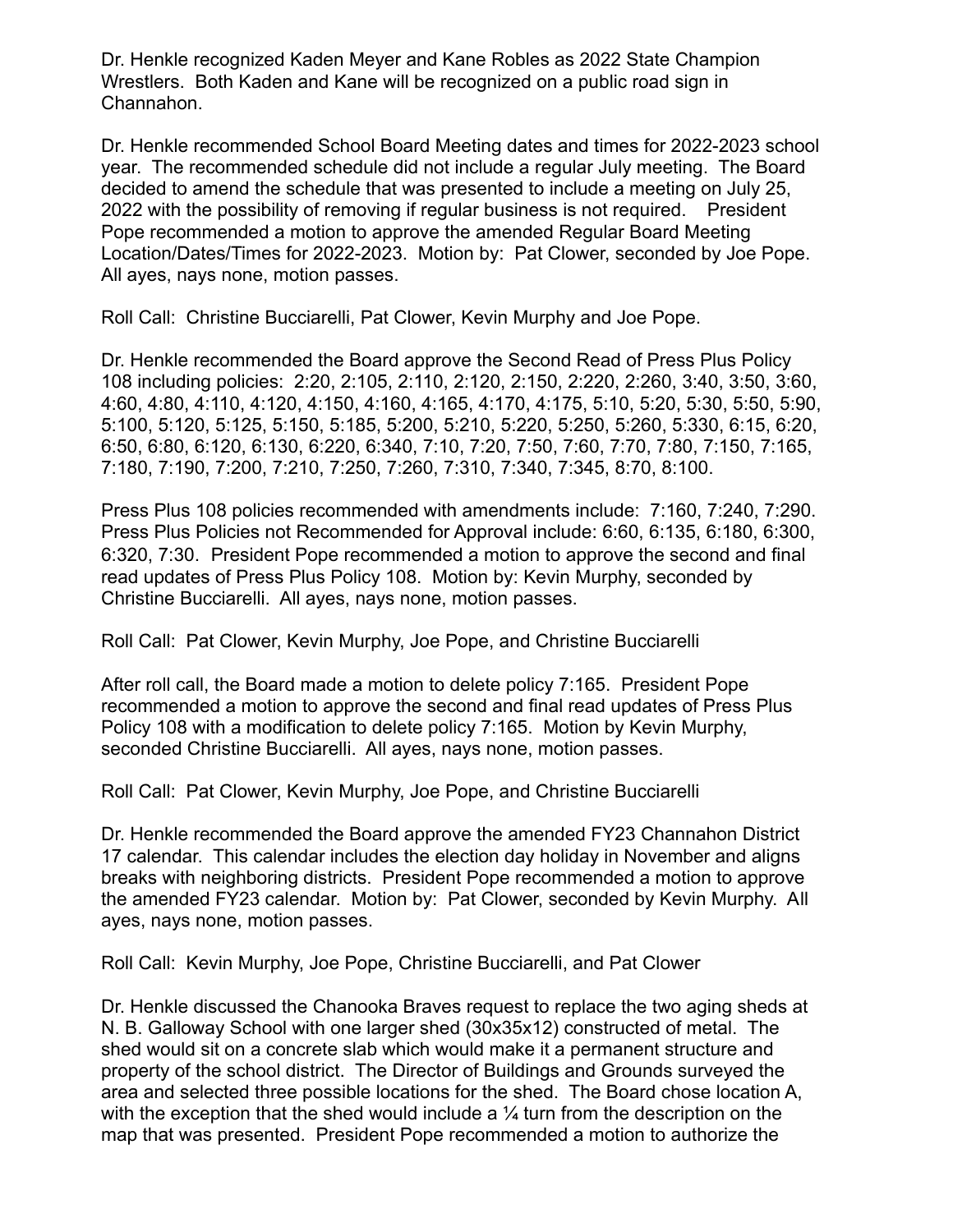Dr. Henkle recognized Kaden Meyer and Kane Robles as 2022 State Champion Wrestlers. Both Kaden and Kane will be recognized on a public road sign in Channahon.

Dr. Henkle recommended School Board Meeting dates and times for 2022-2023 school year. The recommended schedule did not include a regular July meeting. The Board decided to amend the schedule that was presented to include a meeting on July 25, 2022 with the possibility of removing if regular business is not required. President Pope recommended a motion to approve the amended Regular Board Meeting Location/Dates/Times for 2022-2023. Motion by: Pat Clower, seconded by Joe Pope. All ayes, nays none, motion passes.

Roll Call: Christine Bucciarelli, Pat Clower, Kevin Murphy and Joe Pope.

Dr. Henkle recommended the Board approve the Second Read of Press Plus Policy 108 including policies: 2:20, 2:105, 2:110, 2:120, 2:150, 2:220, 2:260, 3:40, 3:50, 3:60, 4:60, 4:80, 4:110, 4:120, 4:150, 4:160, 4:165, 4:170, 4:175, 5:10, 5:20, 5:30, 5:50, 5:90, 5:100, 5:120, 5:125, 5:150, 5:185, 5:200, 5:210, 5:220, 5:250, 5:260, 5:330, 6:15, 6:20, 6:50, 6:80, 6:120, 6:130, 6:220, 6:340, 7:10, 7:20, 7:50, 7:60, 7:70, 7:80, 7:150, 7:165, 7:180, 7:190, 7:200, 7:210, 7:250, 7:260, 7:310, 7:340, 7:345, 8:70, 8:100.

Press Plus 108 policies recommended with amendments include: 7:160, 7:240, 7:290. Press Plus Policies not Recommended for Approval include: 6:60, 6:135, 6:180, 6:300, 6:320, 7:30. President Pope recommended a motion to approve the second and final read updates of Press Plus Policy 108. Motion by: Kevin Murphy, seconded by Christine Bucciarelli. All ayes, nays none, motion passes.

Roll Call: Pat Clower, Kevin Murphy, Joe Pope, and Christine Bucciarelli

After roll call, the Board made a motion to delete policy 7:165. President Pope recommended a motion to approve the second and final read updates of Press Plus Policy 108 with a modification to delete policy 7:165. Motion by Kevin Murphy, seconded Christine Bucciarelli. All ayes, nays none, motion passes.

Roll Call: Pat Clower, Kevin Murphy, Joe Pope, and Christine Bucciarelli

Dr. Henkle recommended the Board approve the amended FY23 Channahon District 17 calendar. This calendar includes the election day holiday in November and aligns breaks with neighboring districts. President Pope recommended a motion to approve the amended FY23 calendar. Motion by: Pat Clower, seconded by Kevin Murphy. All ayes, nays none, motion passes.

Roll Call: Kevin Murphy, Joe Pope, Christine Bucciarelli, and Pat Clower

Dr. Henkle discussed the Chanooka Braves request to replace the two aging sheds at N. B. Galloway School with one larger shed (30x35x12) constructed of metal. The shed would sit on a concrete slab which would make it a permanent structure and property of the school district. The Director of Buildings and Grounds surveyed the area and selected three possible locations for the shed. The Board chose location A, with the exception that the shed would include a ¼ turn from the description on the map that was presented. President Pope recommended a motion to authorize the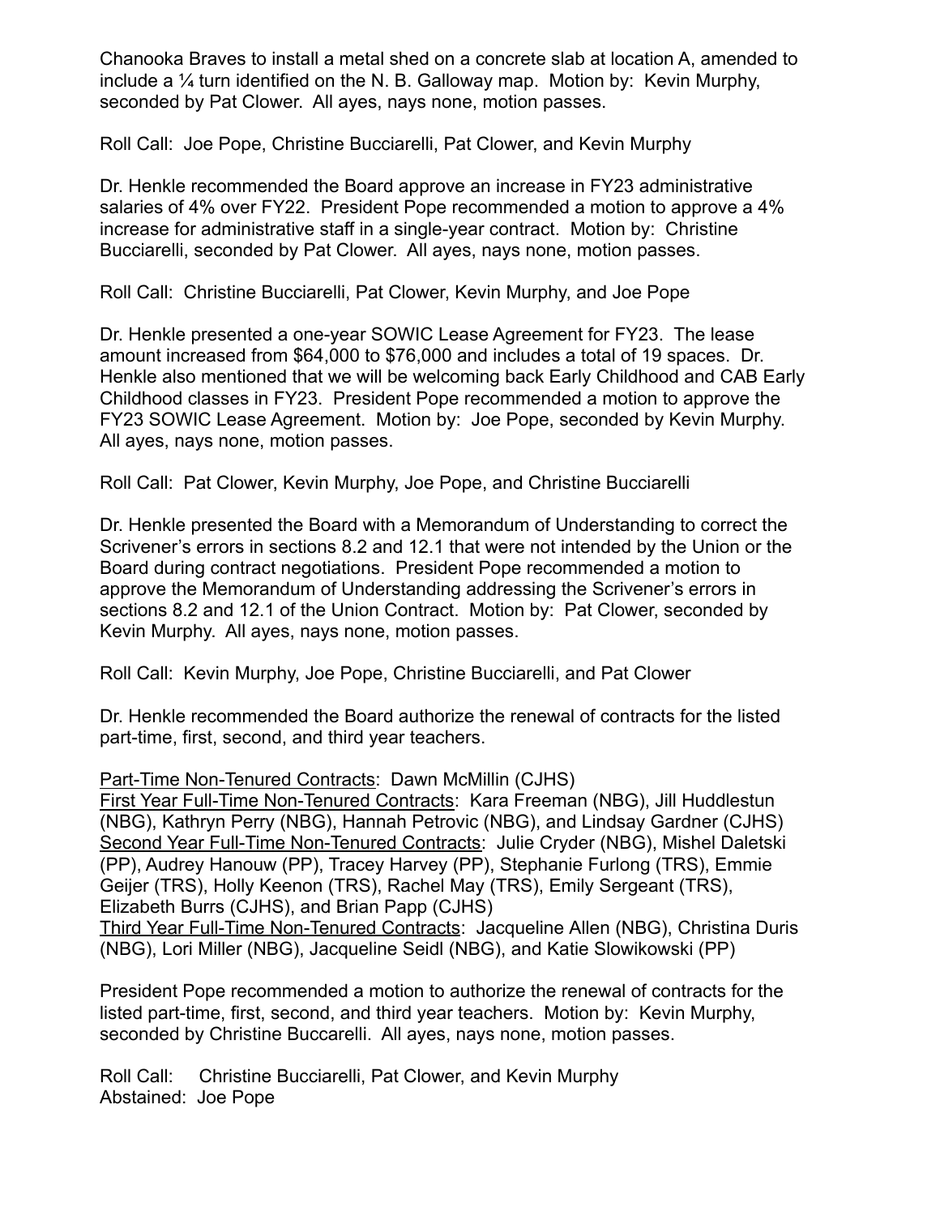Chanooka Braves to install a metal shed on a concrete slab at location A, amended to include a ¼ turn identified on the N. B. Galloway map. Motion by: Kevin Murphy, seconded by Pat Clower. All ayes, nays none, motion passes.

Roll Call: Joe Pope, Christine Bucciarelli, Pat Clower, and Kevin Murphy

Dr. Henkle recommended the Board approve an increase in FY23 administrative salaries of 4% over FY22. President Pope recommended a motion to approve a 4% increase for administrative staff in a single-year contract. Motion by: Christine Bucciarelli, seconded by Pat Clower. All ayes, nays none, motion passes.

Roll Call: Christine Bucciarelli, Pat Clower, Kevin Murphy, and Joe Pope

Dr. Henkle presented a one-year SOWIC Lease Agreement for FY23. The lease amount increased from $64,000 to $76,000 and includes a total of 19 spaces. Dr. Henkle also mentioned that we will be welcoming back Early Childhood and CAB Early Childhood classes in FY23. President Pope recommended a motion to approve the FY23 SOWIC Lease Agreement. Motion by: Joe Pope, seconded by Kevin Murphy. All ayes, nays none, motion passes.

Roll Call: Pat Clower, Kevin Murphy, Joe Pope, and Christine Bucciarelli

Dr. Henkle presented the Board with a Memorandum of Understanding to correct the Scrivener's errors in sections 8.2 and 12.1 that were not intended by the Union or the Board during contract negotiations. President Pope recommended a motion to approve the Memorandum of Understanding addressing the Scrivener's errors in sections 8.2 and 12.1 of the Union Contract. Motion by: Pat Clower, seconded by Kevin Murphy. All ayes, nays none, motion passes.

Roll Call: Kevin Murphy, Joe Pope, Christine Bucciarelli, and Pat Clower

Dr. Henkle recommended the Board authorize the renewal of contracts for the listed part-time, first, second, and third year teachers.

<u>Part-Time Non-Tenured Contracts</u>: Dawn McMillin (CJHS)
<u>First Year Full-Time Non-Tenured Contracts</u>: Kara Freeman (NBG), Jill Huddlestun (NBG), Kathryn Perry (NBG), Hannah Petrovic (NBG), and Lindsay Gardner (CJHS)
<u>Second Year Full-Time Non-Tenured Contracts</u>: Julie Cryder (NBG), Mishel Daletski (PP), Audrey Hanouw (PP), Tracey Harvey (PP), Stephanie Furlong (TRS), Emmie Geijer (TRS), Holly Keenon (TRS), Rachel May (TRS), Emily Sergeant (TRS), Elizabeth Burrs (CJHS), and Brian Papp (CJHS)
<u>Third Year Full-Time Non-Tenured Contracts</u>: Jacqueline Allen (NBG), Christina Duris (NBG), Lori Miller (NBG), Jacqueline Seidl (NBG), and Katie Slowikowski (PP)

President Pope recommended a motion to authorize the renewal of contracts for the listed part-time, first, second, and third year teachers. Motion by: Kevin Murphy, seconded by Christine Buccarelli. All ayes, nays none, motion passes.

Roll Call: Christine Bucciarelli, Pat Clower, and Kevin Murphy
Abstained: Joe Pope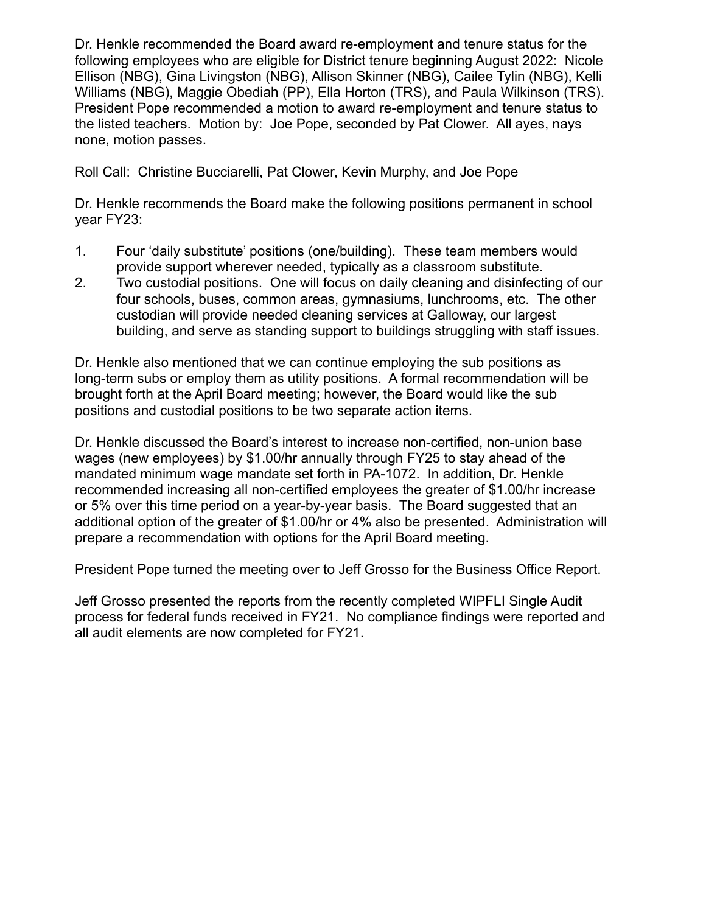Dr. Henkle recommended the Board award re-employment and tenure status for the following employees who are eligible for District tenure beginning August 2022: Nicole Ellison (NBG), Gina Livingston (NBG), Allison Skinner (NBG), Cailee Tylin (NBG), Kelli Williams (NBG), Maggie Obediah (PP), Ella Horton (TRS), and Paula Wilkinson (TRS). President Pope recommended a motion to award re-employment and tenure status to the listed teachers. Motion by: Joe Pope, seconded by Pat Clower. All ayes, nays none, motion passes.

Roll Call: Christine Bucciarelli, Pat Clower, Kevin Murphy, and Joe Pope

Dr. Henkle recommends the Board make the following positions permanent in school year FY23:

1. Four 'daily substitute' positions (one/building). These team members would provide support wherever needed, typically as a classroom substitute.
2. Two custodial positions. One will focus on daily cleaning and disinfecting of our four schools, buses, common areas, gymnasiums, lunchrooms, etc. The other custodian will provide needed cleaning services at Galloway, our largest building, and serve as standing support to buildings struggling with staff issues.

Dr. Henkle also mentioned that we can continue employing the sub positions as long-term subs or employ them as utility positions. A formal recommendation will be brought forth at the April Board meeting; however, the Board would like the sub positions and custodial positions to be two separate action items.

Dr. Henkle discussed the Board's interest to increase non-certified, non-union base wages (new employees) by $1.00/hr annually through FY25 to stay ahead of the mandated minimum wage mandate set forth in PA-1072. In addition, Dr. Henkle recommended increasing all non-certified employees the greater of $1.00/hr increase or 5% over this time period on a year-by-year basis. The Board suggested that an additional option of the greater of $1.00/hr or 4% also be presented. Administration will prepare a recommendation with options for the April Board meeting.

President Pope turned the meeting over to Jeff Grosso for the Business Office Report.

Jeff Grosso presented the reports from the recently completed WIPFLI Single Audit process for federal funds received in FY21. No compliance findings were reported and all audit elements are now completed for FY21.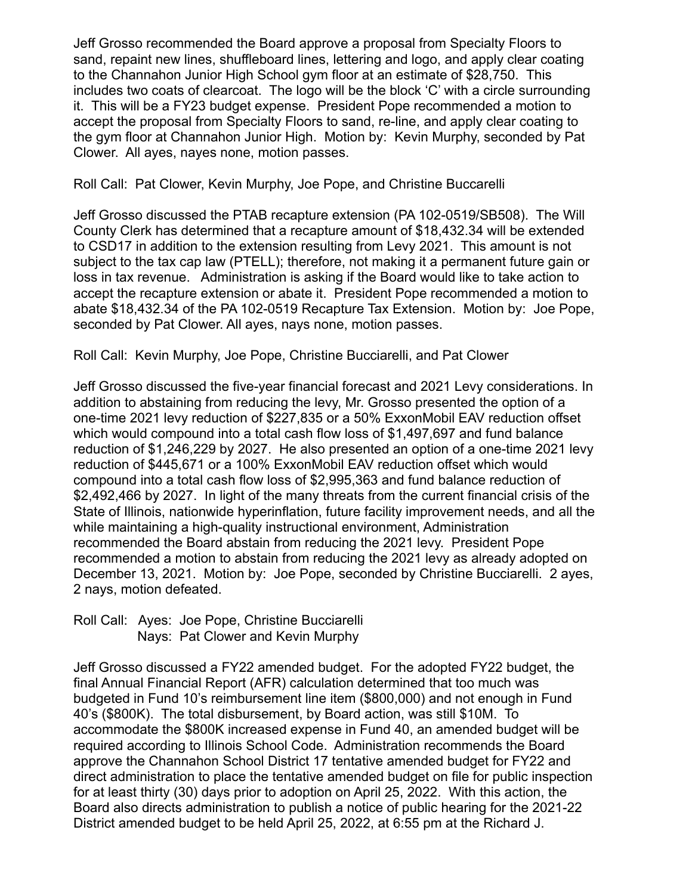Jeff Grosso recommended the Board approve a proposal from Specialty Floors to sand, repaint new lines, shuffleboard lines, lettering and logo, and apply clear coating to the Channahon Junior High School gym floor at an estimate of $28,750. This includes two coats of clearcoat. The logo will be the block 'C' with a circle surrounding it. This will be a FY23 budget expense. President Pope recommended a motion to accept the proposal from Specialty Floors to sand, re-line, and apply clear coating to the gym floor at Channahon Junior High. Motion by: Kevin Murphy, seconded by Pat Clower. All ayes, nayes none, motion passes.

Roll Call: Pat Clower, Kevin Murphy, Joe Pope, and Christine Buccarelli

Jeff Grosso discussed the PTAB recapture extension (PA 102-0519/SB508). The Will County Clerk has determined that a recapture amount of $18,432.34 will be extended to CSD17 in addition to the extension resulting from Levy 2021. This amount is not subject to the tax cap law (PTELL); therefore, not making it a permanent future gain or loss in tax revenue. Administration is asking if the Board would like to take action to accept the recapture extension or abate it. President Pope recommended a motion to abate $18,432.34 of the PA 102-0519 Recapture Tax Extension. Motion by: Joe Pope, seconded by Pat Clower. All ayes, nays none, motion passes.

Roll Call: Kevin Murphy, Joe Pope, Christine Bucciarelli, and Pat Clower

Jeff Grosso discussed the five-year financial forecast and 2021 Levy considerations. In addition to abstaining from reducing the levy, Mr. Grosso presented the option of a one-time 2021 levy reduction of $227,835 or a 50% ExxonMobil EAV reduction offset which would compound into a total cash flow loss of $1,497,697 and fund balance reduction of $1,246,229 by 2027. He also presented an option of a one-time 2021 levy reduction of $445,671 or a 100% ExxonMobil EAV reduction offset which would compound into a total cash flow loss of $2,995,363 and fund balance reduction of $2,492,466 by 2027. In light of the many threats from the current financial crisis of the State of Illinois, nationwide hyperinflation, future facility improvement needs, and all the while maintaining a high-quality instructional environment, Administration recommended the Board abstain from reducing the 2021 levy. President Pope recommended a motion to abstain from reducing the 2021 levy as already adopted on December 13, 2021. Motion by: Joe Pope, seconded by Christine Bucciarelli. 2 ayes, 2 nays, motion defeated.

Roll Call: Ayes: Joe Pope, Christine Bucciarelli
Nays: Pat Clower and Kevin Murphy

Jeff Grosso discussed a FY22 amended budget. For the adopted FY22 budget, the final Annual Financial Report (AFR) calculation determined that too much was budgeted in Fund 10's reimbursement line item ($800,000) and not enough in Fund 40's ($800K). The total disbursement, by Board action, was still $10M. To accommodate the $800K increased expense in Fund 40, an amended budget will be required according to Illinois School Code. Administration recommends the Board approve the Channahon School District 17 tentative amended budget for FY22 and direct administration to place the tentative amended budget on file for public inspection for at least thirty (30) days prior to adoption on April 25, 2022. With this action, the Board also directs administration to publish a notice of public hearing for the 2021-22 District amended budget to be held April 25, 2022, at 6:55 pm at the Richard J.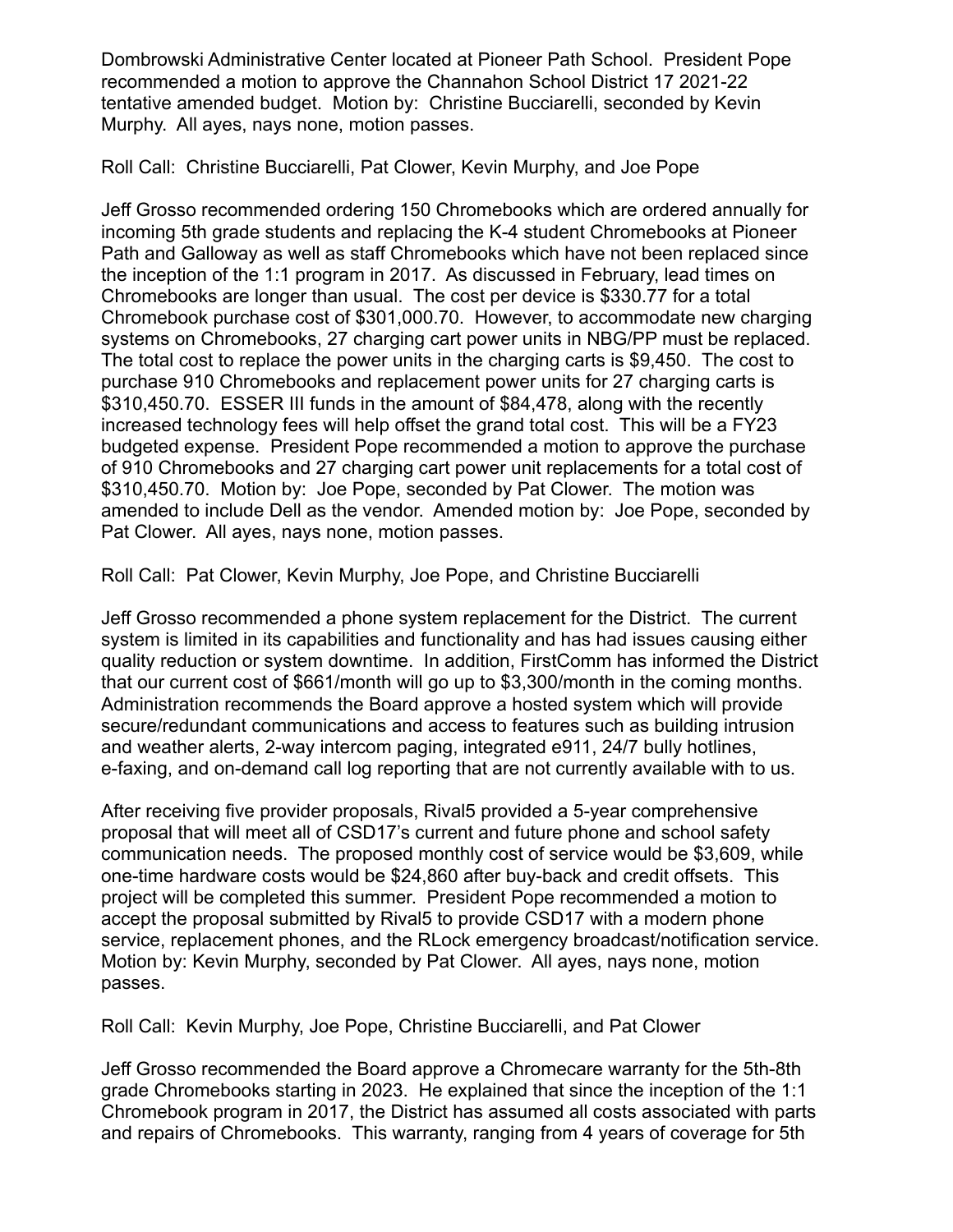Dombrowski Administrative Center located at Pioneer Path School. President Pope recommended a motion to approve the Channahon School District 17 2021-22 tentative amended budget. Motion by: Christine Bucciarelli, seconded by Kevin Murphy. All ayes, nays none, motion passes.

Roll Call: Christine Bucciarelli, Pat Clower, Kevin Murphy, and Joe Pope

Jeff Grosso recommended ordering 150 Chromebooks which are ordered annually for incoming 5th grade students and replacing the K-4 student Chromebooks at Pioneer Path and Galloway as well as staff Chromebooks which have not been replaced since the inception of the 1:1 program in 2017. As discussed in February, lead times on Chromebooks are longer than usual. The cost per device is $330.77 for a total Chromebook purchase cost of $301,000.70. However, to accommodate new charging systems on Chromebooks, 27 charging cart power units in NBG/PP must be replaced. The total cost to replace the power units in the charging carts is $9,450. The cost to purchase 910 Chromebooks and replacement power units for 27 charging carts is $310,450.70. ESSER III funds in the amount of $84,478, along with the recently increased technology fees will help offset the grand total cost. This will be a FY23 budgeted expense. President Pope recommended a motion to approve the purchase of 910 Chromebooks and 27 charging cart power unit replacements for a total cost of $310,450.70. Motion by: Joe Pope, seconded by Pat Clower. The motion was amended to include Dell as the vendor. Amended motion by: Joe Pope, seconded by Pat Clower. All ayes, nays none, motion passes.

Roll Call: Pat Clower, Kevin Murphy, Joe Pope, and Christine Bucciarelli

Jeff Grosso recommended a phone system replacement for the District. The current system is limited in its capabilities and functionality and has had issues causing either quality reduction or system downtime. In addition, FirstComm has informed the District that our current cost of $661/month will go up to $3,300/month in the coming months. Administration recommends the Board approve a hosted system which will provide secure/redundant communications and access to features such as building intrusion and weather alerts, 2-way intercom paging, integrated e911, 24/7 bully hotlines, e-faxing, and on-demand call log reporting that are not currently available with to us.

After receiving five provider proposals, Rival5 provided a 5-year comprehensive proposal that will meet all of CSD17's current and future phone and school safety communication needs. The proposed monthly cost of service would be $3,609, while one-time hardware costs would be $24,860 after buy-back and credit offsets. This project will be completed this summer. President Pope recommended a motion to accept the proposal submitted by Rival5 to provide CSD17 with a modern phone service, replacement phones, and the RLock emergency broadcast/notification service. Motion by: Kevin Murphy, seconded by Pat Clower. All ayes, nays none, motion passes.

Roll Call: Kevin Murphy, Joe Pope, Christine Bucciarelli, and Pat Clower

Jeff Grosso recommended the Board approve a Chromecare warranty for the 5th-8th grade Chromebooks starting in 2023. He explained that since the inception of the 1:1 Chromebook program in 2017, the District has assumed all costs associated with parts and repairs of Chromebooks. This warranty, ranging from 4 years of coverage for 5th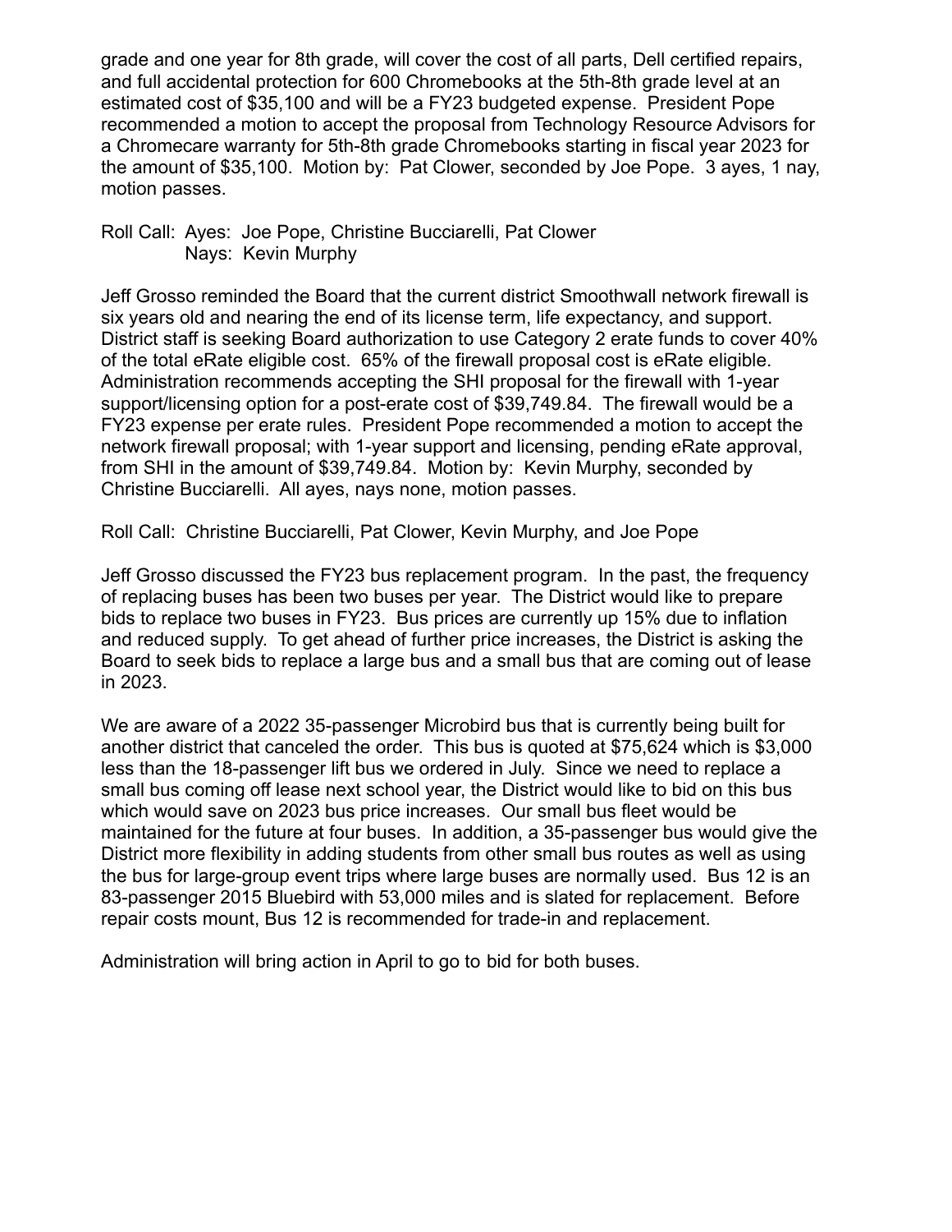grade and one year for 8th grade, will cover the cost of all parts, Dell certified repairs, and full accidental protection for 600 Chromebooks at the 5th-8th grade level at an estimated cost of $35,100 and will be a FY23 budgeted expense. President Pope recommended a motion to accept the proposal from Technology Resource Advisors for a Chromecare warranty for 5th-8th grade Chromebooks starting in fiscal year 2023 for the amount of $35,100. Motion by: Pat Clower, seconded by Joe Pope. 3 ayes, 1 nay, motion passes.

Roll Call: Ayes: Joe Pope, Christine Bucciarelli, Pat Clower
Nays: Kevin Murphy

Jeff Grosso reminded the Board that the current district Smoothwall network firewall is six years old and nearing the end of its license term, life expectancy, and support. District staff is seeking Board authorization to use Category 2 erate funds to cover 40% of the total eRate eligible cost. 65% of the firewall proposal cost is eRate eligible. Administration recommends accepting the SHI proposal for the firewall with 1-year support/licensing option for a post-erate cost of $39,749.84. The firewall would be a FY23 expense per erate rules. President Pope recommended a motion to accept the network firewall proposal; with 1-year support and licensing, pending eRate approval, from SHI in the amount of $39,749.84. Motion by: Kevin Murphy, seconded by Christine Bucciarelli. All ayes, nays none, motion passes.

Roll Call: Christine Bucciarelli, Pat Clower, Kevin Murphy, and Joe Pope

Jeff Grosso discussed the FY23 bus replacement program. In the past, the frequency of replacing buses has been two buses per year. The District would like to prepare bids to replace two buses in FY23. Bus prices are currently up 15% due to inflation and reduced supply. To get ahead of further price increases, the District is asking the Board to seek bids to replace a large bus and a small bus that are coming out of lease in 2023.

We are aware of a 2022 35-passenger Microbird bus that is currently being built for another district that canceled the order. This bus is quoted at $75,624 which is $3,000 less than the 18-passenger lift bus we ordered in July. Since we need to replace a small bus coming off lease next school year, the District would like to bid on this bus which would save on 2023 bus price increases. Our small bus fleet would be maintained for the future at four buses. In addition, a 35-passenger bus would give the District more flexibility in adding students from other small bus routes as well as using the bus for large-group event trips where large buses are normally used. Bus 12 is an 83-passenger 2015 Bluebird with 53,000 miles and is slated for replacement. Before repair costs mount, Bus 12 is recommended for trade-in and replacement.

Administration will bring action in April to go to bid for both buses.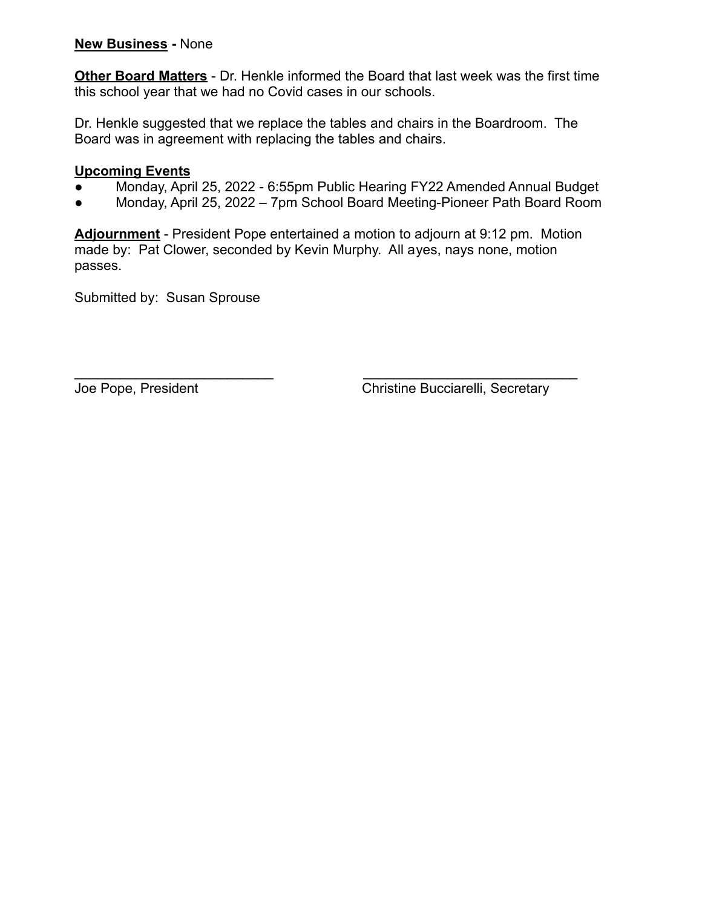**New Business -** None

**Other Board Matters** - Dr. Henkle informed the Board that last week was the first time this school year that we had no Covid cases in our schools.

Dr. Henkle suggested that we replace the tables and chairs in the Boardroom. The Board was in agreement with replacing the tables and chairs.

**Upcoming Events**

- Monday, April 25, 2022 - 6:55pm Public Hearing FY22 Amended Annual Budget
- Monday, April 25, 2022 – 7pm School Board Meeting-Pioneer Path Board Room

**Adjournment** - President Pope entertained a motion to adjourn at 9:12 pm. Motion made by: Pat Clower, seconded by Kevin Murphy. All ayes, nays none, motion passes.

Submitted by: Susan Sprouse

___________________________ ___________________________
Joe Pope, President Christine Bucciarelli, Secretary